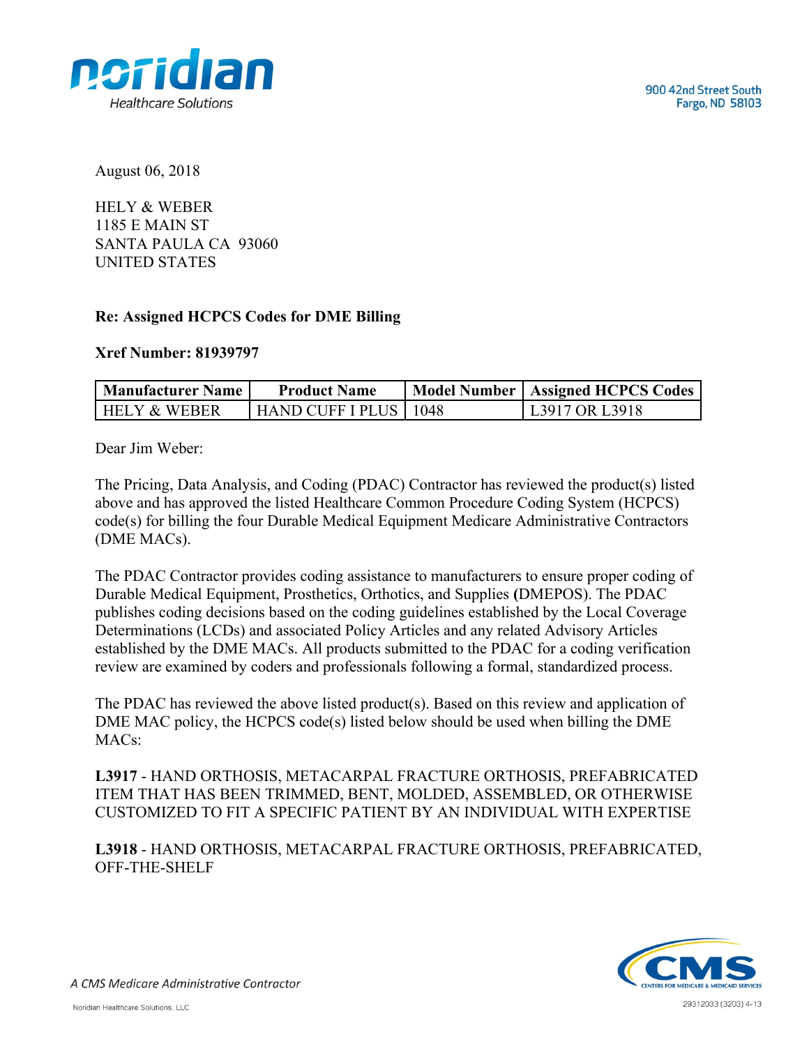noridian
Healthcare Solutions

900 42nd Street South
Fargo, ND 58103

August 06, 2018

HELY & WEBER
1185 E MAIN ST
SANTA PAULA CA 93060
UNITED STATES

**Re: Assigned HCPCS Codes for DME Billing**

**Xref Number: 81939797**

| Manufacturer Name | Product Name | Model Number | Assigned HCPCS Codes |
| --- | --- | --- | --- |
| HELY & WEBER | HAND CUFF I PLUS | 1048 | L3917 OR L3918 |

Dear Jim Weber:

The Pricing, Data Analysis, and Coding (PDAC) Contractor has reviewed the product(s) listed above and has approved the listed Healthcare Common Procedure Coding System (HCPCS) code(s) for billing the four Durable Medical Equipment Medicare Administrative Contractors (DME MACs).

The PDAC Contractor provides coding assistance to manufacturers to ensure proper coding of Durable Medical Equipment, Prosthetics, Orthotics, and Supplies (DMEPOS). The PDAC publishes coding decisions based on the coding guidelines established by the Local Coverage Determinations (LCDs) and associated Policy Articles and any related Advisory Articles established by the DME MACs. All products submitted to the PDAC for a coding verification review are examined by coders and professionals following a formal, standardized process.

The PDAC has reviewed the above listed product(s). Based on this review and application of DME MAC policy, the HCPCS code(s) listed below should be used when billing the DME MACs:

**L3917** - HAND ORTHOSIS, METACARPAL FRACTURE ORTHOSIS, PREFABRICATED ITEM THAT HAS BEEN TRIMMED, BENT, MOLDED, ASSEMBLED, OR OTHERWISE CUSTOMIZED TO FIT A SPECIFIC PATIENT BY AN INDIVIDUAL WITH EXPERTISE

**L3918** - HAND ORTHOSIS, METACARPAL FRACTURE ORTHOSIS, PREFABRICATED, OFF-THE-SHELF

*A CMS Medicare Administrative Contractor*

Noridian Healthcare Solutions, LLC

CMS CENTERS FOR MEDICARE & MEDICAID SERVICES

29312033 (3203) 4-13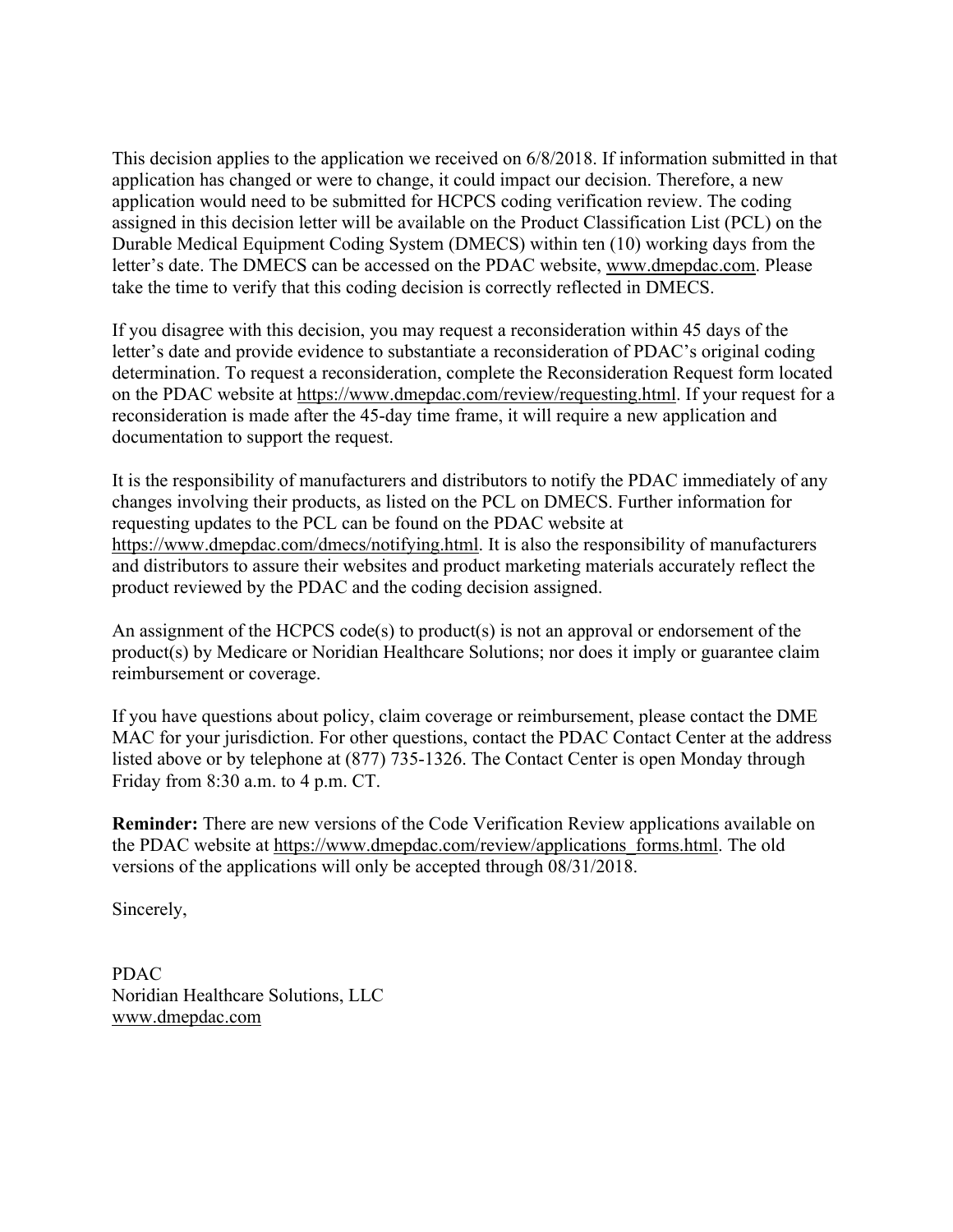This decision applies to the application we received on 6/8/2018. If information submitted in that application has changed or were to change, it could impact our decision. Therefore, a new application would need to be submitted for HCPCS coding verification review. The coding assigned in this decision letter will be available on the Product Classification List (PCL) on the Durable Medical Equipment Coding System (DMECS) within ten (10) working days from the letter's date. The DMECS can be accessed on the PDAC website, www.dmepdac.com. Please take the time to verify that this coding decision is correctly reflected in DMECS.

If you disagree with this decision, you may request a reconsideration within 45 days of the letter's date and provide evidence to substantiate a reconsideration of PDAC's original coding determination. To request a reconsideration, complete the Reconsideration Request form located on the PDAC website at https://www.dmepdac.com/review/requesting.html. If your request for a reconsideration is made after the 45-day time frame, it will require a new application and documentation to support the request.

It is the responsibility of manufacturers and distributors to notify the PDAC immediately of any changes involving their products, as listed on the PCL on DMECS. Further information for requesting updates to the PCL can be found on the PDAC website at https://www.dmepdac.com/dmecs/notifying.html. It is also the responsibility of manufacturers and distributors to assure their websites and product marketing materials accurately reflect the product reviewed by the PDAC and the coding decision assigned.

An assignment of the HCPCS code(s) to product(s) is not an approval or endorsement of the product(s) by Medicare or Noridian Healthcare Solutions; nor does it imply or guarantee claim reimbursement or coverage.

If you have questions about policy, claim coverage or reimbursement, please contact the DME MAC for your jurisdiction. For other questions, contact the PDAC Contact Center at the address listed above or by telephone at (877) 735-1326. The Contact Center is open Monday through Friday from 8:30 a.m. to 4 p.m. CT.

**Reminder:** There are new versions of the Code Verification Review applications available on the PDAC website at https://www.dmepdac.com/review/applications_forms.html. The old versions of the applications will only be accepted through 08/31/2018.

Sincerely,

PDAC
Noridian Healthcare Solutions, LLC
www.dmepdac.com